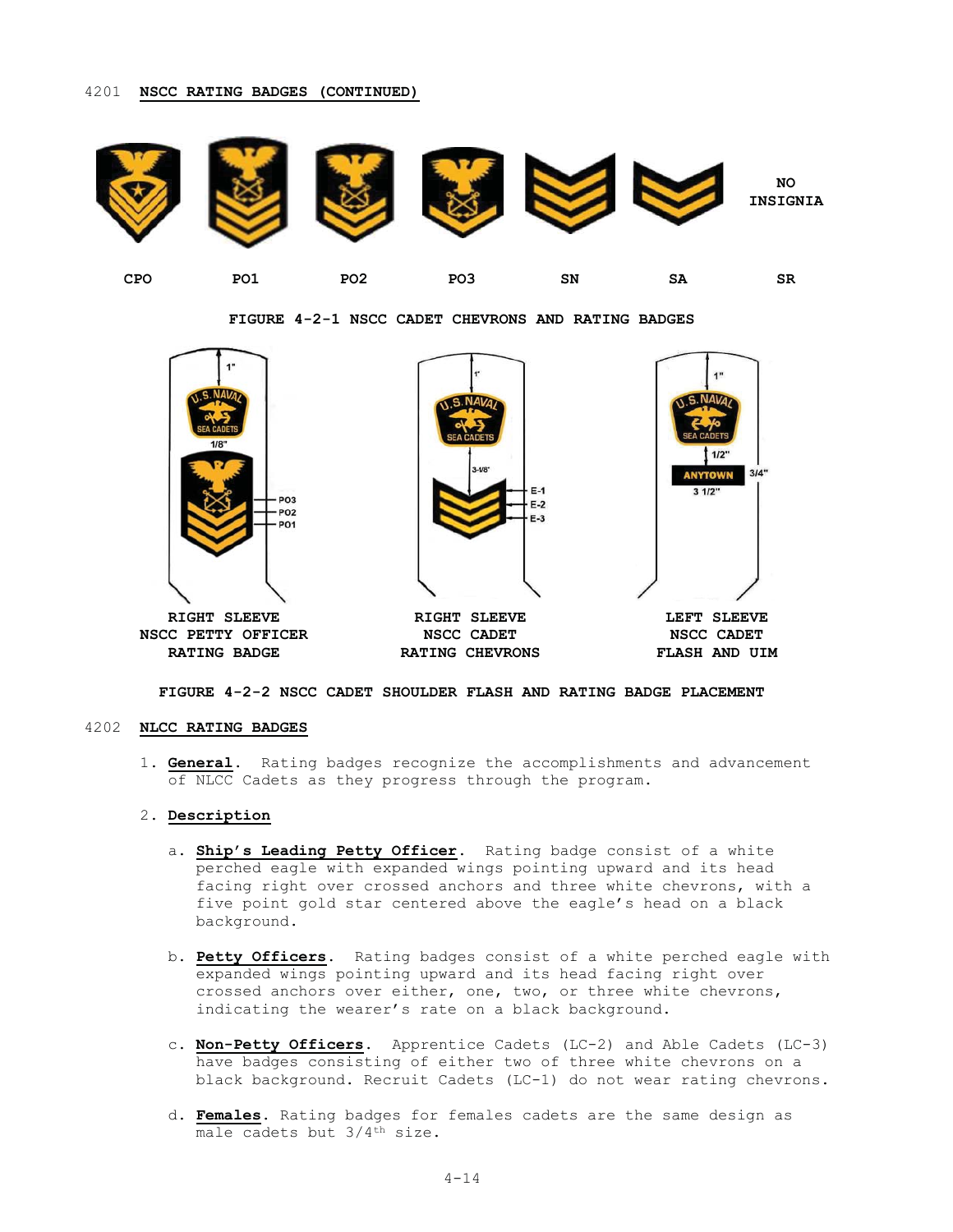## 4201 NSCC RATING BADGES (CONTINUED)

| CPO | PO1 | PO2 | PO3 | SN | SA | SR |
|---|---|---|---|---|---|---|
| | | | | | | NO INSIGNIA |

**FIGURE 4-2-1 NSCC CADET CHEVRONS AND RATING BADGES**

| RIGHT SLEEVE NSCC PETTY OFFICER RATING BADGE | RIGHT SLEEVE NSCC CADET RATING CHEVRONS | LEFT SLEEVE NSCC CADET FLASH AND UIM |
|---|---|---|

**FIGURE 4-2-2 NSCC CADET SHOULDER FLASH AND RATING BADGE PLACEMENT**

## 4202 NLCC RATING BADGES

1. **General**. Rating badges recognize the accomplishments and advancement of NLCC Cadets as they progress through the program.

2. **Description**

   a. **Ship's Leading Petty Officer**. Rating badge consist of a white perched eagle with expanded wings pointing upward and its head facing right over crossed anchors and three white chevrons, with a five point gold star centered above the eagle's head on a black background.

   b. **Petty Officers**. Rating badges consist of a white perched eagle with expanded wings pointing upward and its head facing right over crossed anchors over either, one, two, or three white chevrons, indicating the wearer's rate on a black background.

   c. **Non-Petty Officers**. Apprentice Cadets (LC-2) and Able Cadets (LC-3) have badges consisting of either two of three white chevrons on a black background. Recruit Cadets (LC-1) do not wear rating chevrons.

   d. **Females**. Rating badges for females cadets are the same design as male cadets but 3/4th size.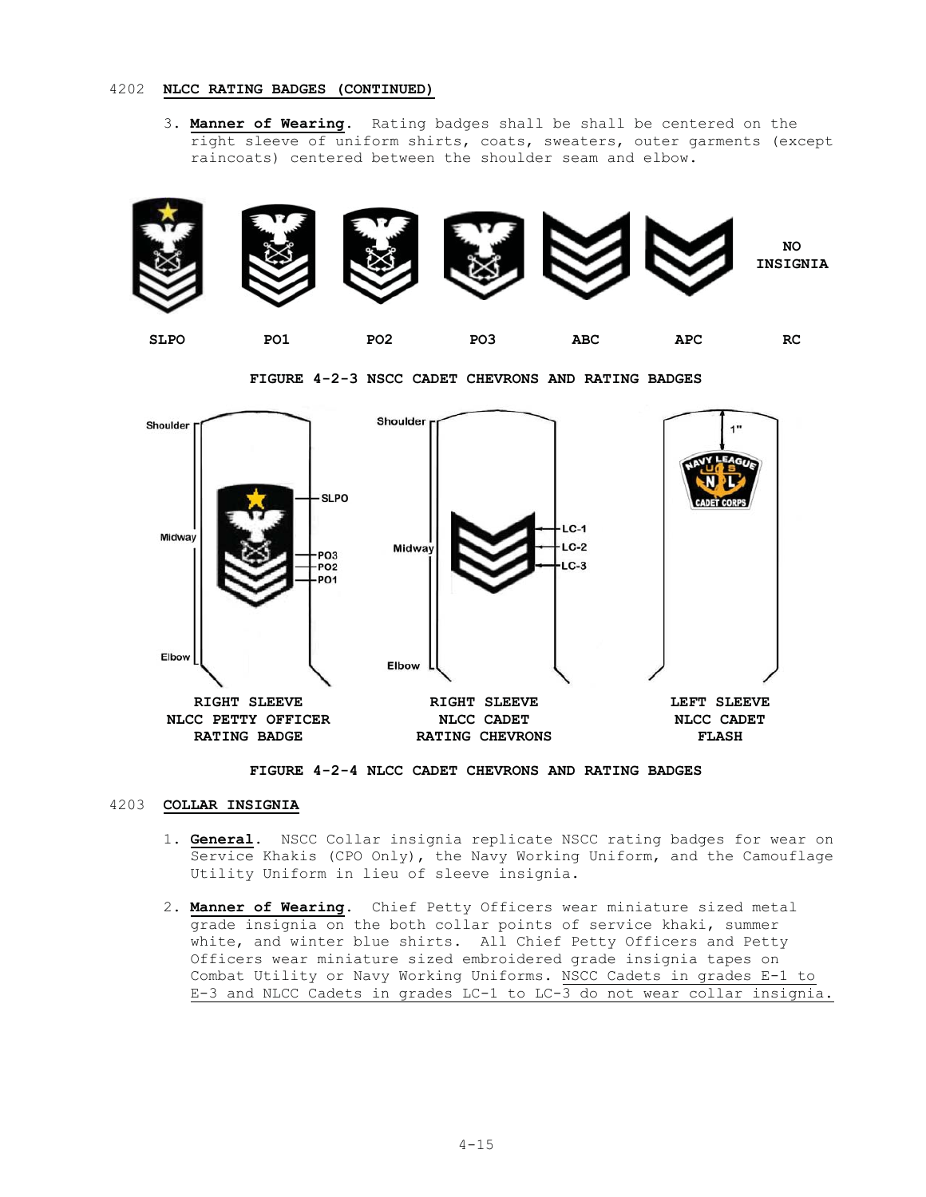4202 **NLCC RATING BADGES (CONTINUED)**

3. **Manner of Wearing**. Rating badges shall be shall be centered on the right sleeve of uniform shirts, coats, sweaters, outer garments (except raincoats) centered between the shoulder seam and elbow.

SLPO PO1 PO2 PO3 ABC APC

NO INSIGNIA

RC

**FIGURE 4-2-3 NSCC CADET CHEVRONS AND RATING BADGES**

Shoulder

Midway

Elbow

SLPO

PO3

PO2

PO1

**RIGHT SLEEVE NLCC PETTY OFFICER RATING BADGE**

Shoulder

Midway

Elbow

LC-1

LC-2

LC-3

**RIGHT SLEEVE NLCC CADET RATING CHEVRONS**

1"

NAVY LEAGUE U S N L CADET CORPS

**LEFT SLEEVE NLCC CADET FLASH**

**FIGURE 4-2-4 NLCC CADET CHEVRONS AND RATING BADGES**

4203 **COLLAR INSIGNIA**

1. **General**. NSCC Collar insignia replicate NSCC rating badges for wear on Service Khakis (CPO Only), the Navy Working Uniform, and the Camouflage Utility Uniform in lieu of sleeve insignia.

2. **Manner of Wearing**. Chief Petty Officers wear miniature sized metal grade insignia on the both collar points of service khaki, summer white, and winter blue shirts. All Chief Petty Officers and Petty Officers wear miniature sized embroidered grade insignia tapes on Combat Utility or Navy Working Uniforms. NSCC Cadets in grades E-1 to E-3 and NLCC Cadets in grades LC-1 to LC-3 do not wear collar insignia.